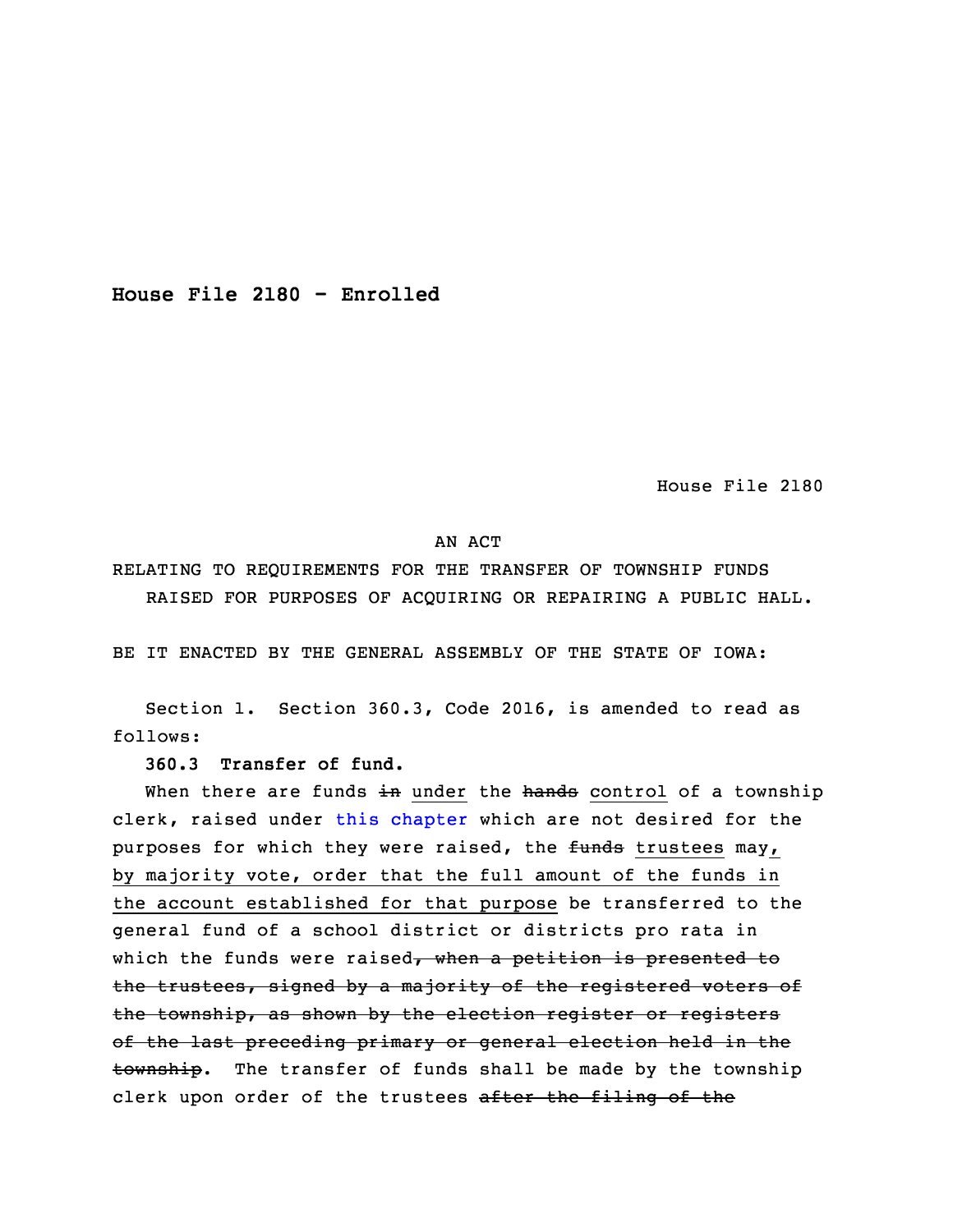**House File 2180 - Enrolled**

House File 2180

AN ACT

RELATING TO REQUIREMENTS FOR THE TRANSFER OF TOWNSHIP FUNDS RAISED FOR PURPOSES OF ACQUIRING OR REPAIRING A PUBLIC HALL.

BE IT ENACTED BY THE GENERAL ASSEMBLY OF THE STATE OF IOWA:

Section 1. Section 360.3, Code 2016, is amended to read as follows:

**360.3 Transfer of fund.**

When there are funds ~~in~~ <u>under</u> the ~~hands~~ <u>control</u> of a township clerk, raised under this chapter which are not desired for the purposes for which they were raised, the ~~funds~~ <u>trustees</u> may<u>, by majority vote, order that the full amount of the funds in the account established for that purpose</u> be transferred to the general fund of a school district or districts pro rata in which the funds were raised~~, when a petition is presented to the trustees, signed by a majority of the registered voters of the township, as shown by the election register or registers of the last preceding primary or general election held in the township~~. The transfer of funds shall be made by the township clerk upon order of the trustees ~~after the filing of the~~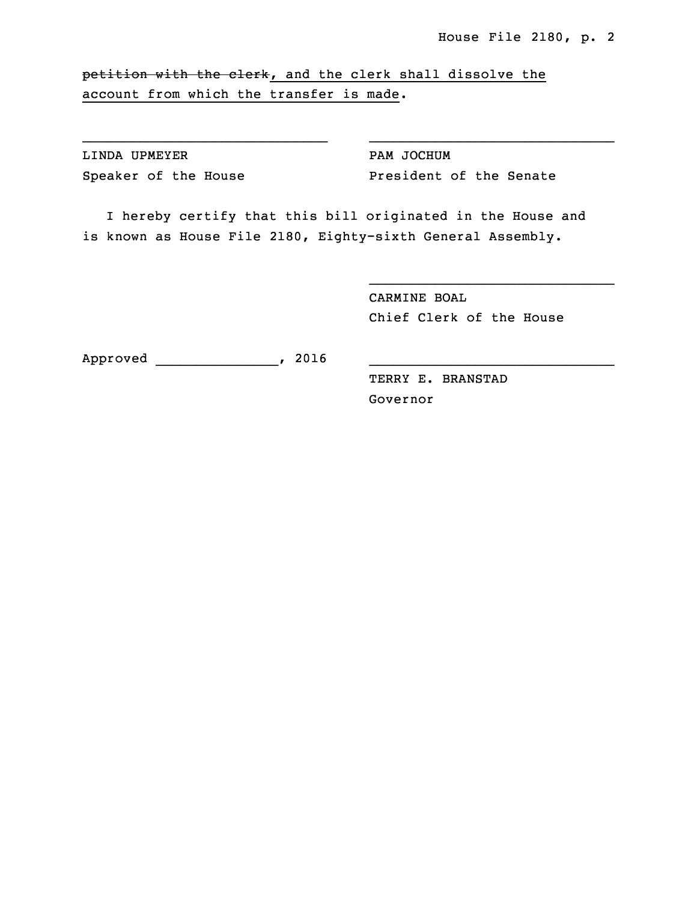~~petition with the clerk~~, and the clerk shall dissolve the account from which the transfer is made.

______________________________
LINDA UPMEYER
Speaker of the House

______________________________
PAM JOCHUM
President of the Senate

I hereby certify that this bill originated in the House and is known as House File 2180, Eighty-sixth General Assembly.

______________________________
CARMINE BOAL
Chief Clerk of the House

Approved _______________, 2016

______________________________
TERRY E. BRANSTAD
Governor